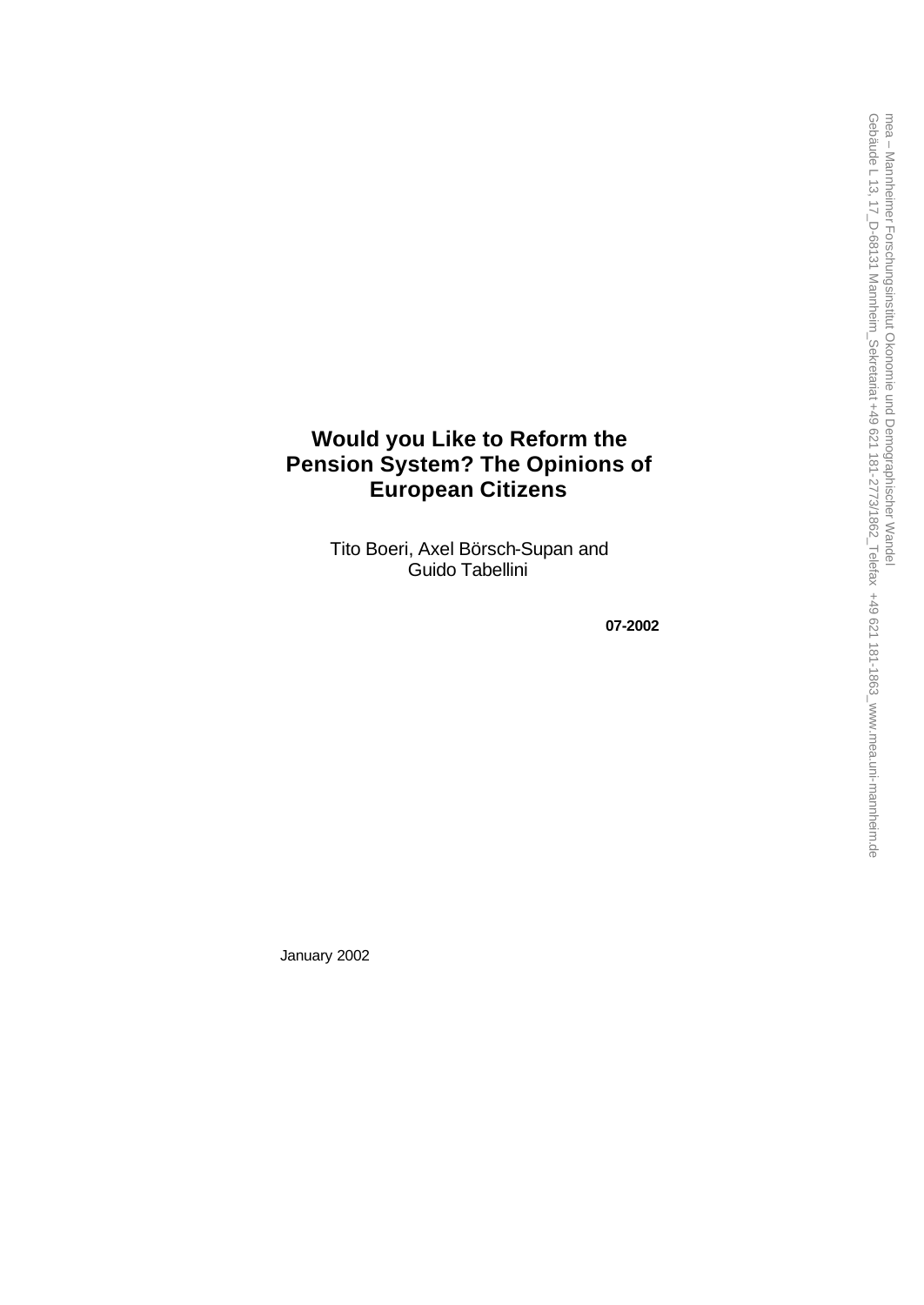# Would you Like to Reform the Pension System? The Opinions of European Citizens

Tito Boeri, Axel Börsch-Supan and Guido Tabellini

**07-2002**

January 2002

mea – Mannheimer Forschungsinstitut Ökonomie und Demographischer Wandel
Gebäude L 13, 17_D-68131 Mannheim_Sekretariat +49 621 181-2773/1862_Telefax +49 621 181-1863_www.mea.uni-mannheim.de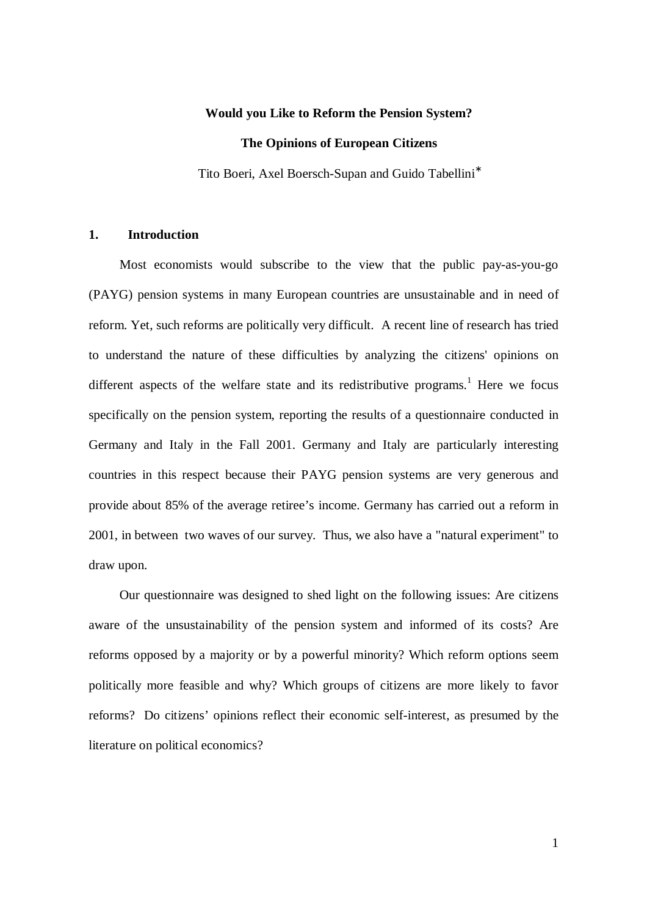**Would you Like to Reform the Pension System?**

**The Opinions of European Citizens**

Tito Boeri, Axel Boersch-Supan and Guido Tabellini*

## 1. Introduction

Most economists would subscribe to the view that the public pay-as-you-go (PAYG) pension systems in many European countries are unsustainable and in need of reform. Yet, such reforms are politically very difficult. A recent line of research has tried to understand the nature of these difficulties by analyzing the citizens' opinions on different aspects of the welfare state and its redistributive programs.[1] Here we focus specifically on the pension system, reporting the results of a questionnaire conducted in Germany and Italy in the Fall 2001. Germany and Italy are particularly interesting countries in this respect because their PAYG pension systems are very generous and provide about 85% of the average retiree's income. Germany has carried out a reform in 2001, in between two waves of our survey. Thus, we also have a "natural experiment" to draw upon.

Our questionnaire was designed to shed light on the following issues: Are citizens aware of the unsustainability of the pension system and informed of its costs? Are reforms opposed by a majority or by a powerful minority? Which reform options seem politically more feasible and why? Which groups of citizens are more likely to favor reforms? Do citizens' opinions reflect their economic self-interest, as presumed by the literature on political economics?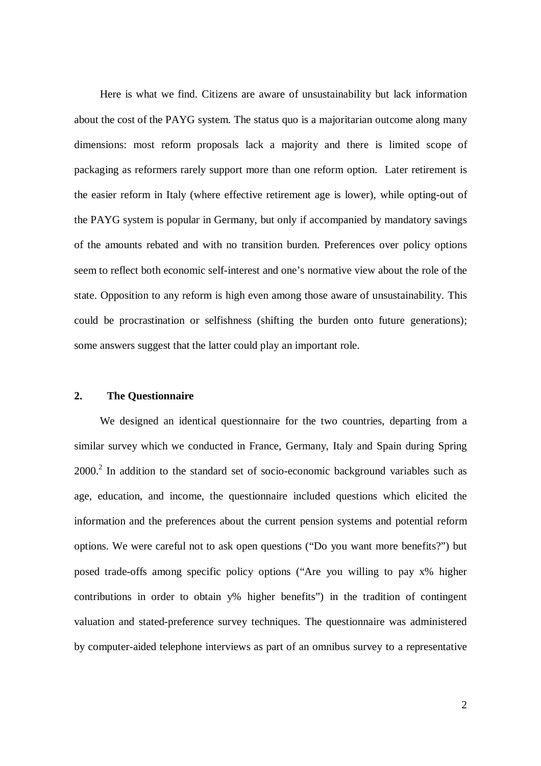Here is what we find. Citizens are aware of unsustainability but lack information about the cost of the PAYG system. The status quo is a majoritarian outcome along many dimensions: most reform proposals lack a majority and there is limited scope of packaging as reformers rarely support more than one reform option. Later retirement is the easier reform in Italy (where effective retirement age is lower), while opting-out of the PAYG system is popular in Germany, but only if accompanied by mandatory savings of the amounts rebated and with no transition burden. Preferences over policy options seem to reflect both economic self-interest and one's normative view about the role of the state. Opposition to any reform is high even among those aware of unsustainability. This could be procrastination or selfishness (shifting the burden onto future generations); some answers suggest that the latter could play an important role.

## 2. The Questionnaire

We designed an identical questionnaire for the two countries, departing from a similar survey which we conducted in France, Germany, Italy and Spain during Spring 2000.[2] In addition to the standard set of socio-economic background variables such as age, education, and income, the questionnaire included questions which elicited the information and the preferences about the current pension systems and potential reform options. We were careful not to ask open questions ("Do you want more benefits?") but posed trade-offs among specific policy options ("Are you willing to pay x% higher contributions in order to obtain y% higher benefits") in the tradition of contingent valuation and stated-preference survey techniques. The questionnaire was administered by computer-aided telephone interviews as part of an omnibus survey to a representative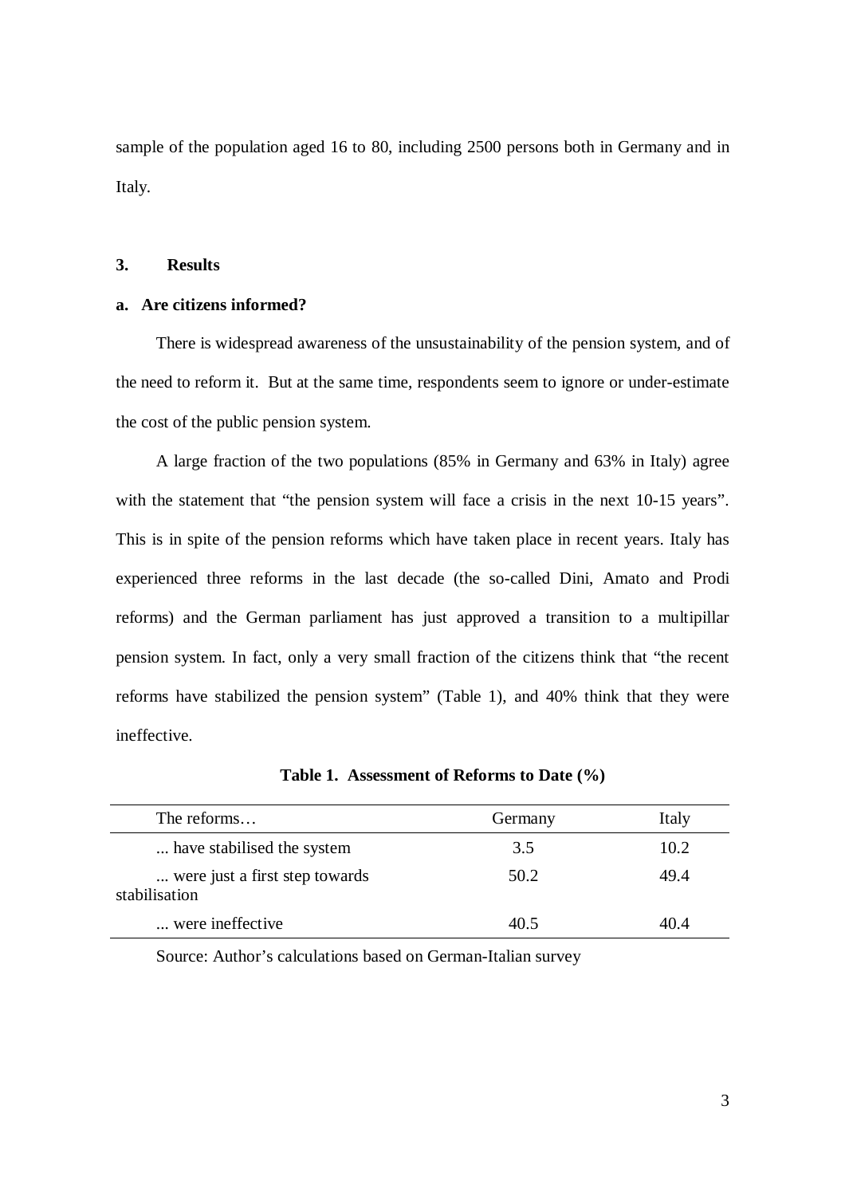sample of the population aged 16 to 80, including 2500 persons both in Germany and in Italy.

## 3. Results

### a. Are citizens informed?

There is widespread awareness of the unsustainability of the pension system, and of the need to reform it. But at the same time, respondents seem to ignore or under-estimate the cost of the public pension system.

A large fraction of the two populations (85% in Germany and 63% in Italy) agree with the statement that "the pension system will face a crisis in the next 10-15 years". This is in spite of the pension reforms which have taken place in recent years. Italy has experienced three reforms in the last decade (the so-called Dini, Amato and Prodi reforms) and the German parliament has just approved a transition to a multipillar pension system. In fact, only a very small fraction of the citizens think that "the recent reforms have stabilized the pension system" (Table 1), and 40% think that they were ineffective.

**Table 1. Assessment of Reforms to Date (%)**

| The reforms… | Germany | Italy |
|---|---|---|
| ... have stabilised the system | 3.5 | 10.2 |
| ... were just a first step towards stabilisation | 50.2 | 49.4 |
| ... were ineffective | 40.5 | 40.4 |

Source: Author's calculations based on German-Italian survey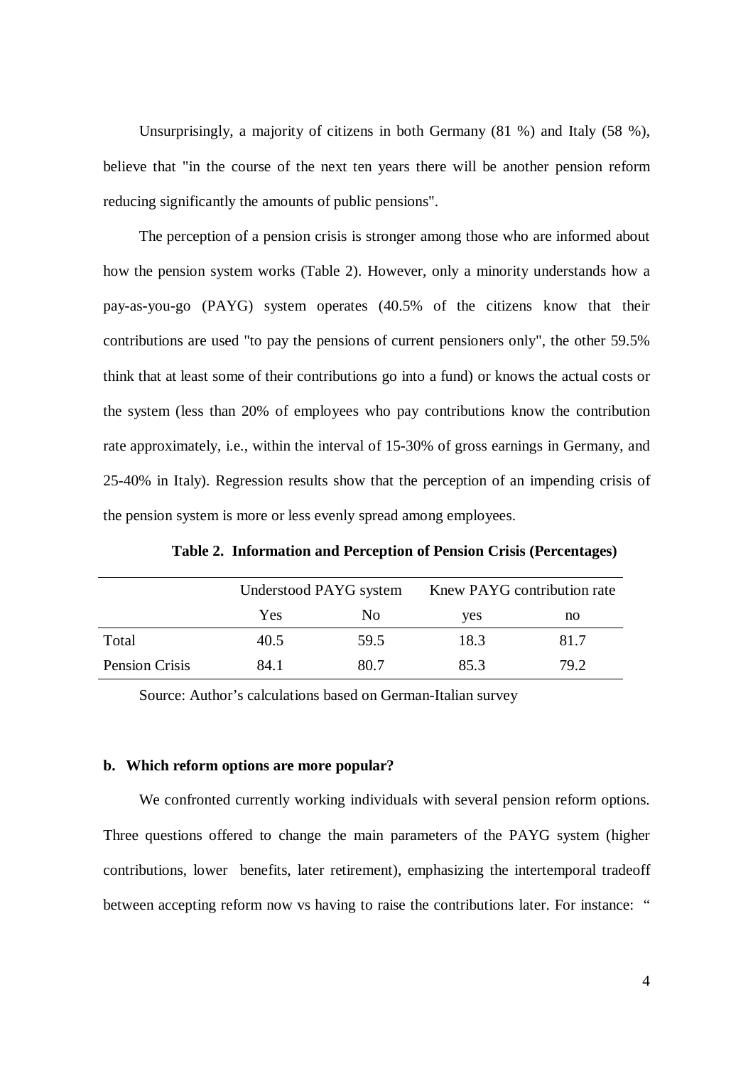Unsurprisingly, a majority of citizens in both Germany (81 %) and Italy (58 %), believe that "in the course of the next ten years there will be another pension reform reducing significantly the amounts of public pensions".

The perception of a pension crisis is stronger among those who are informed about how the pension system works (Table 2). However, only a minority understands how a pay-as-you-go (PAYG) system operates (40.5% of the citizens know that their contributions are used "to pay the pensions of current pensioners only", the other 59.5% think that at least some of their contributions go into a fund) or knows the actual costs or the system (less than 20% of employees who pay contributions know the contribution rate approximately, i.e., within the interval of 15-30% of gross earnings in Germany, and 25-40% in Italy). Regression results show that the perception of an impending crisis of the pension system is more or less evenly spread among employees.

**Table 2. Information and Perception of Pension Crisis (Percentages)**

| | Understood PAYG system | | Knew PAYG contribution rate | |
|---|---|---|---|---|
| | Yes | No | yes | no |
| Total | 40.5 | 59.5 | 18.3 | 81.7 |
| Pension Crisis | 84.1 | 80.7 | 85.3 | 79.2 |

Source: Author's calculations based on German-Italian survey

**b. Which reform options are more popular?**

We confronted currently working individuals with several pension reform options. Three questions offered to change the main parameters of the PAYG system (higher contributions, lower benefits, later retirement), emphasizing the intertemporal tradeoff between accepting reform now vs having to raise the contributions later. For instance: "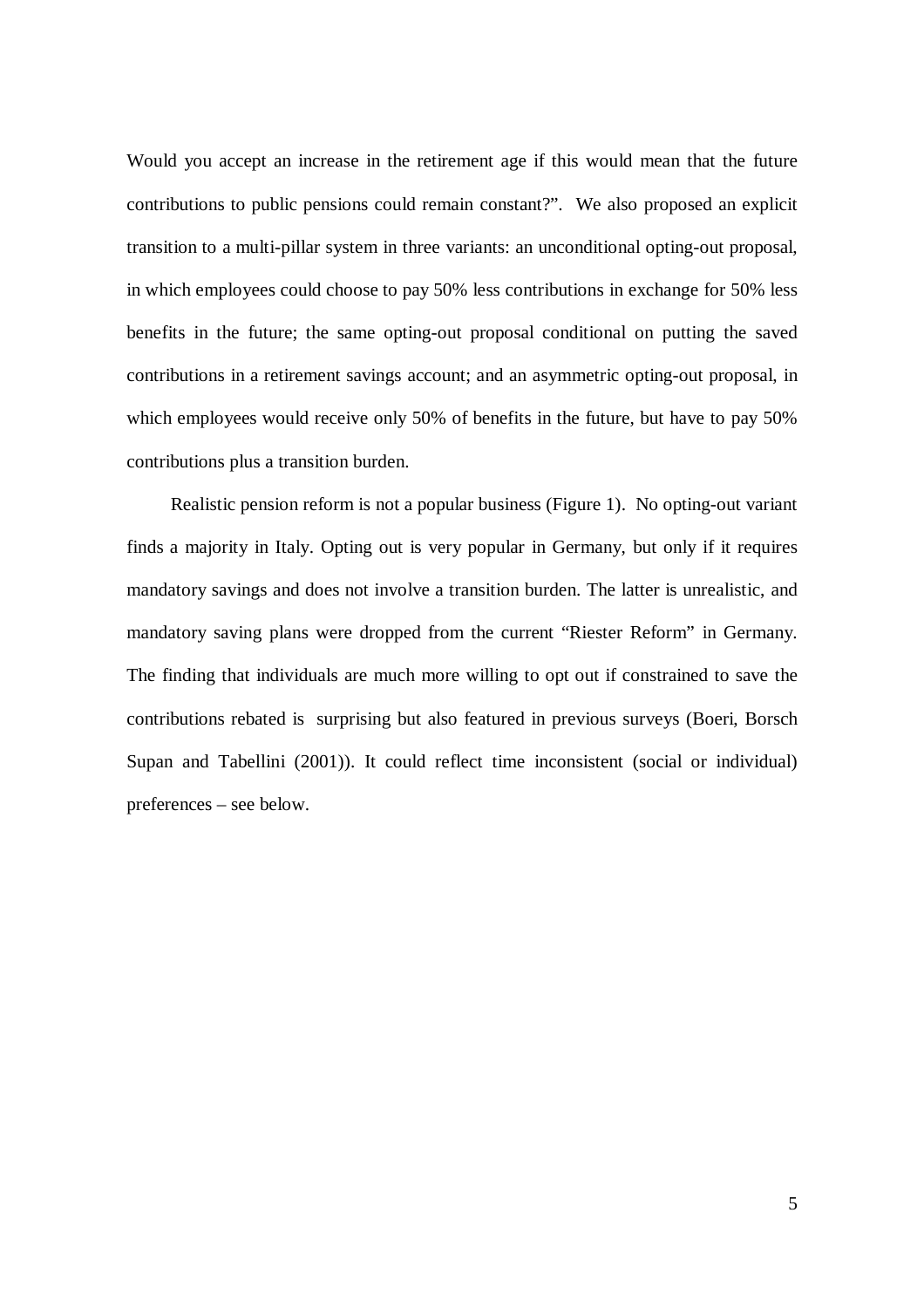Would you accept an increase in the retirement age if this would mean that the future contributions to public pensions could remain constant?". We also proposed an explicit transition to a multi-pillar system in three variants: an unconditional opting-out proposal, in which employees could choose to pay 50% less contributions in exchange for 50% less benefits in the future; the same opting-out proposal conditional on putting the saved contributions in a retirement savings account; and an asymmetric opting-out proposal, in which employees would receive only 50% of benefits in the future, but have to pay 50% contributions plus a transition burden.

Realistic pension reform is not a popular business (Figure 1). No opting-out variant finds a majority in Italy. Opting out is very popular in Germany, but only if it requires mandatory savings and does not involve a transition burden. The latter is unrealistic, and mandatory saving plans were dropped from the current "Riester Reform" in Germany. The finding that individuals are much more willing to opt out if constrained to save the contributions rebated is surprising but also featured in previous surveys (Boeri, Borsch Supan and Tabellini (2001)). It could reflect time inconsistent (social or individual) preferences – see below.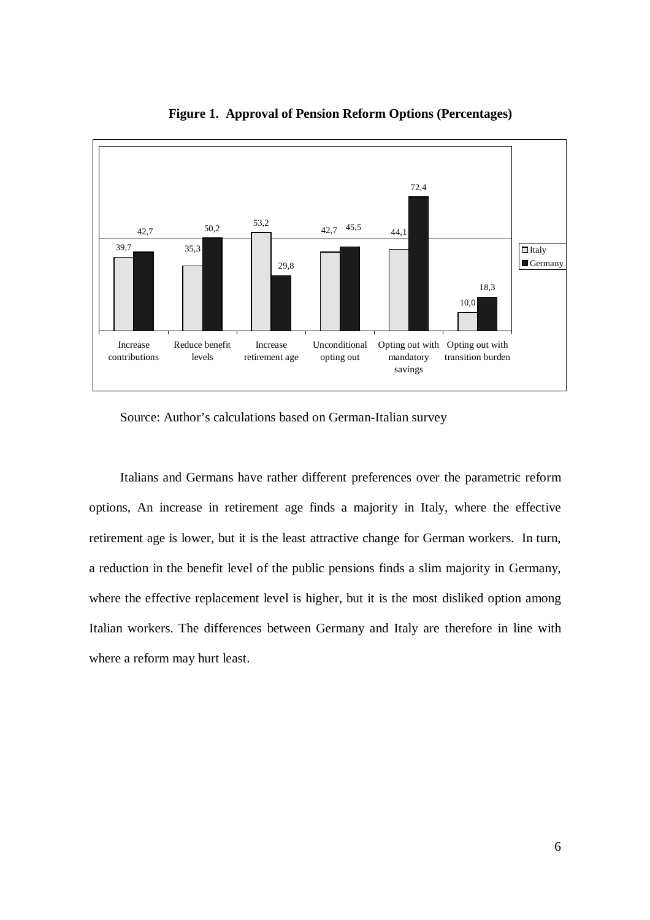**Figure 1. Approval of Pension Reform Options (Percentages)**

| | Italy | Germany |
|---|---|---|
| Increase contributions | 39,7 | 42,7 |
| Reduce benefit levels | 35,3 | 50,2 |
| Increase retirement age | 53,2 | 29,8 |
| Unconditional opting out | 42,7 | 45,5 |
| Opting out with mandatory savings | 44,1 | 72,4 |
| Opting out with transition burden | 10,0 | 18,3 |

Source: Author's calculations based on German-Italian survey

Italians and Germans have rather different preferences over the parametric reform options, An increase in retirement age finds a majority in Italy, where the effective retirement age is lower, but it is the least attractive change for German workers. In turn, a reduction in the benefit level of the public pensions finds a slim majority in Germany, where the effective replacement level is higher, but it is the most disliked option among Italian workers. The differences between Germany and Italy are therefore in line with where a reform may hurt least.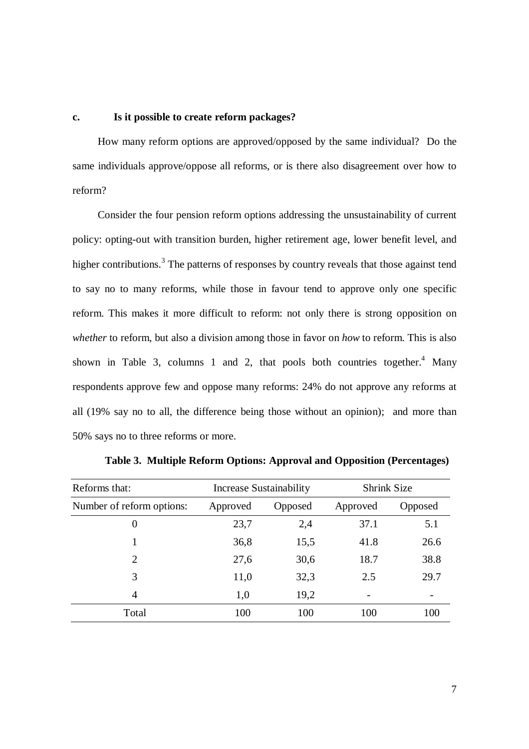### c. Is it possible to create reform packages?

How many reform options are approved/opposed by the same individual? Do the same individuals approve/oppose all reforms, or is there also disagreement over how to reform?

Consider the four pension reform options addressing the unsustainability of current policy: opting-out with transition burden, higher retirement age, lower benefit level, and higher contributions.[3] The patterns of responses by country reveals that those against tend to say no to many reforms, while those in favour tend to approve only one specific reform. This makes it more difficult to reform: not only there is strong opposition on *whether* to reform, but also a division among those in favor on *how* to reform. This is also shown in Table 3, columns 1 and 2, that pools both countries together.[4] Many respondents approve few and oppose many reforms: 24% do not approve any reforms at all (19% say no to all, the difference being those without an opinion); and more than 50% says no to three reforms or more.

**Table 3. Multiple Reform Options: Approval and Opposition (Percentages)**

| Reforms that: | Increase Sustainability | | Shrink Size | |
|---|---|---|---|---|
| Number of reform options: | Approved | Opposed | Approved | Opposed |
| 0 | 23,7 | 2,4 | 37.1 | 5.1 |
| 1 | 36,8 | 15,5 | 41.8 | 26.6 |
| 2 | 27,6 | 30,6 | 18.7 | 38.8 |
| 3 | 11,0 | 32,3 | 2.5 | 29.7 |
| 4 | 1,0 | 19,2 | - | - |
| Total | 100 | 100 | 100 | 100 |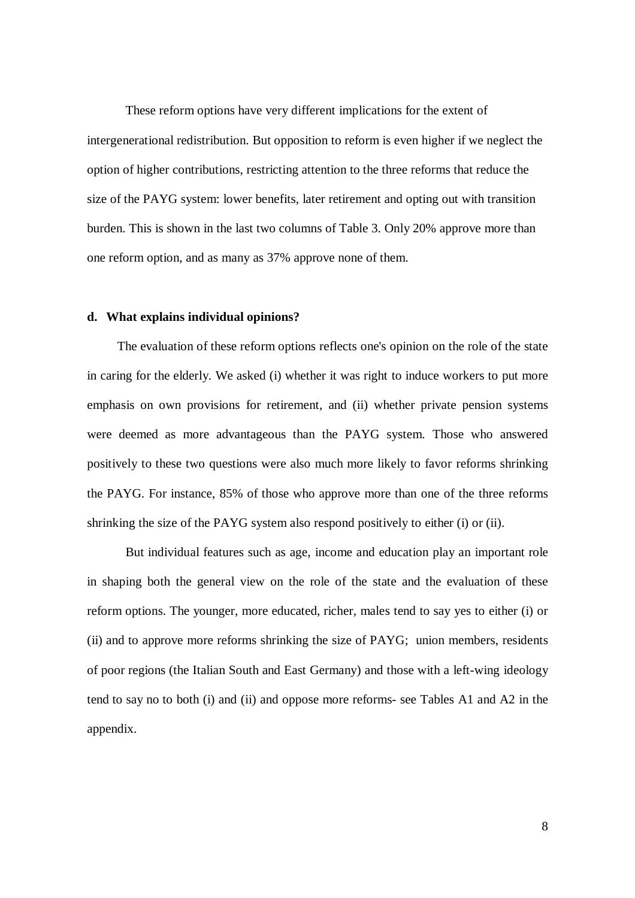These reform options have very different implications for the extent of intergenerational redistribution. But opposition to reform is even higher if we neglect the option of higher contributions, restricting attention to the three reforms that reduce the size of the PAYG system: lower benefits, later retirement and opting out with transition burden. This is shown in the last two columns of Table 3. Only 20% approve more than one reform option, and as many as 37% approve none of them.

### d. What explains individual opinions?

The evaluation of these reform options reflects one's opinion on the role of the state in caring for the elderly. We asked (i) whether it was right to induce workers to put more emphasis on own provisions for retirement, and (ii) whether private pension systems were deemed as more advantageous than the PAYG system. Those who answered positively to these two questions were also much more likely to favor reforms shrinking the PAYG. For instance, 85% of those who approve more than one of the three reforms shrinking the size of the PAYG system also respond positively to either (i) or (ii).

But individual features such as age, income and education play an important role in shaping both the general view on the role of the state and the evaluation of these reform options. The younger, more educated, richer, males tend to say yes to either (i) or (ii) and to approve more reforms shrinking the size of PAYG; union members, residents of poor regions (the Italian South and East Germany) and those with a left-wing ideology tend to say no to both (i) and (ii) and oppose more reforms- see Tables A1 and A2 in the appendix.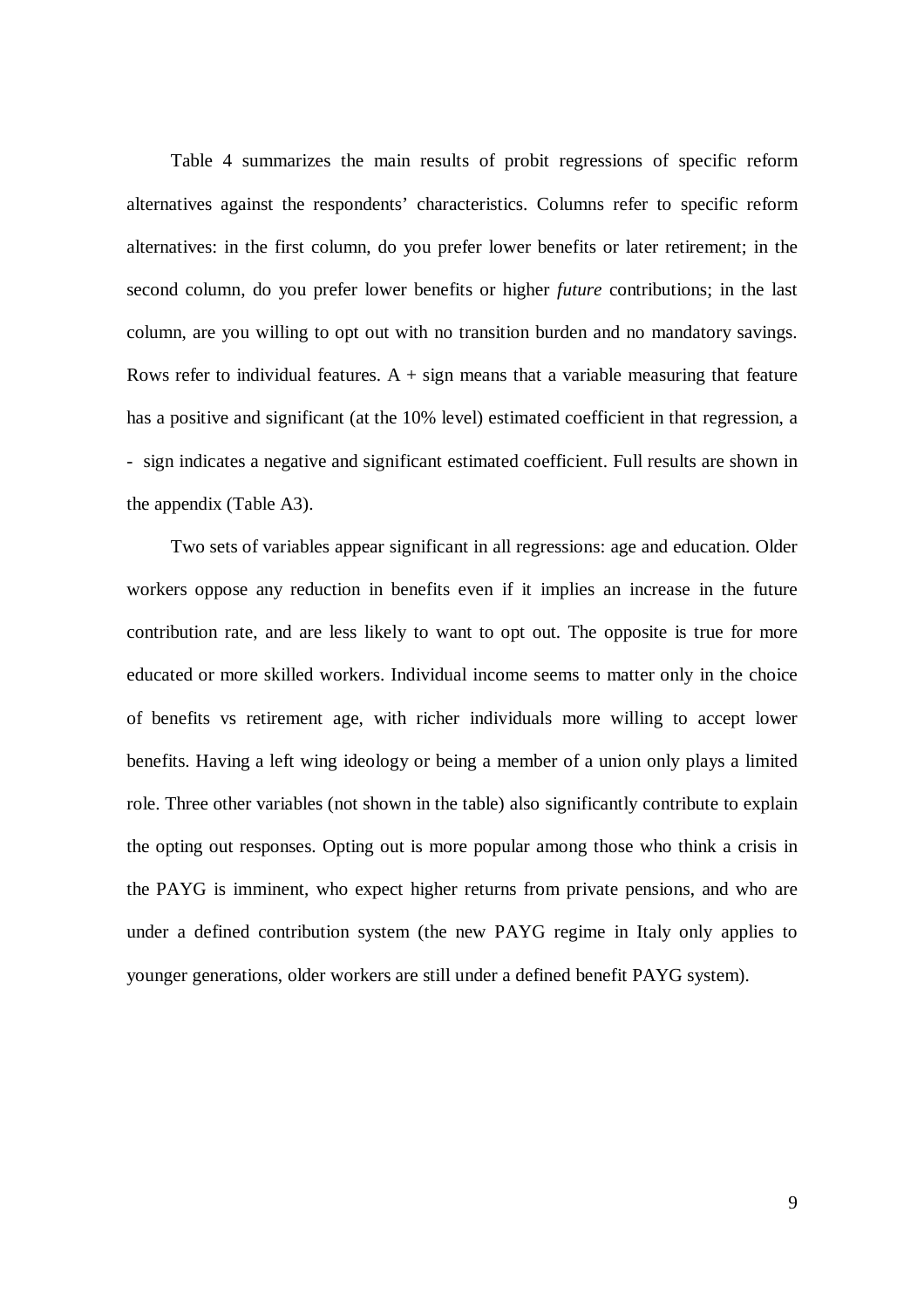Table 4 summarizes the main results of probit regressions of specific reform alternatives against the respondents' characteristics. Columns refer to specific reform alternatives: in the first column, do you prefer lower benefits or later retirement; in the second column, do you prefer lower benefits or higher *future* contributions; in the last column, are you willing to opt out with no transition burden and no mandatory savings. Rows refer to individual features. A + sign means that a variable measuring that feature has a positive and significant (at the 10% level) estimated coefficient in that regression, a - sign indicates a negative and significant estimated coefficient. Full results are shown in the appendix (Table A3).

Two sets of variables appear significant in all regressions: age and education. Older workers oppose any reduction in benefits even if it implies an increase in the future contribution rate, and are less likely to want to opt out. The opposite is true for more educated or more skilled workers. Individual income seems to matter only in the choice of benefits vs retirement age, with richer individuals more willing to accept lower benefits. Having a left wing ideology or being a member of a union only plays a limited role. Three other variables (not shown in the table) also significantly contribute to explain the opting out responses. Opting out is more popular among those who think a crisis in the PAYG is imminent, who expect higher returns from private pensions, and who are under a defined contribution system (the new PAYG regime in Italy only applies to younger generations, older workers are still under a defined benefit PAYG system).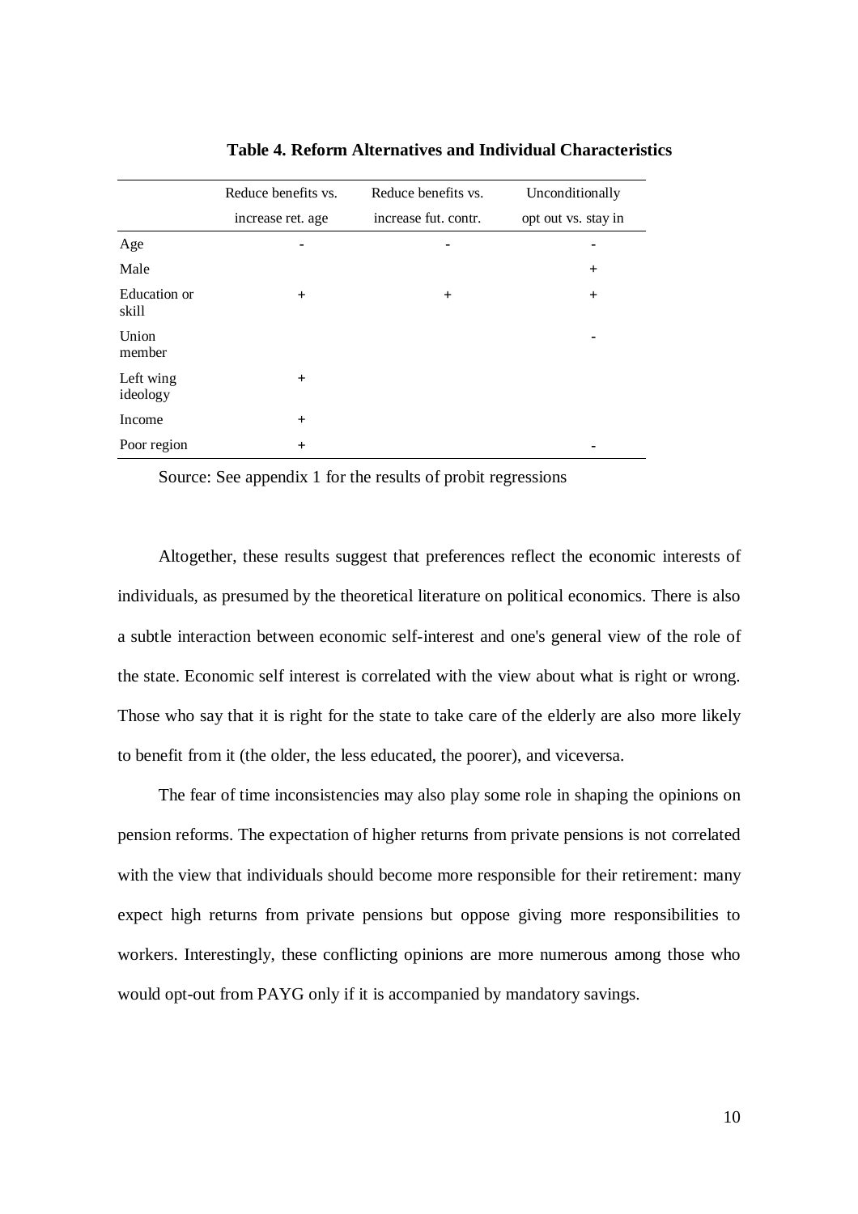**Table 4. Reform Alternatives and Individual Characteristics**

| | Reduce benefits vs. increase ret. age | Reduce benefits vs. increase fut. contr. | Unconditionally opt out vs. stay in |
|---|---|---|---|
| Age | - | - | - |
| Male | | | + |
| Education or skill | + | + | + |
| Union member | | | - |
| Left wing ideology | + | | |
| Income | + | | |
| Poor region | + | | - |

Source: See appendix 1 for the results of probit regressions

Altogether, these results suggest that preferences reflect the economic interests of individuals, as presumed by the theoretical literature on political economics. There is also a subtle interaction between economic self-interest and one's general view of the role of the state. Economic self interest is correlated with the view about what is right or wrong. Those who say that it is right for the state to take care of the elderly are also more likely to benefit from it (the older, the less educated, the poorer), and viceversa.

The fear of time inconsistencies may also play some role in shaping the opinions on pension reforms. The expectation of higher returns from private pensions is not correlated with the view that individuals should become more responsible for their retirement: many expect high returns from private pensions but oppose giving more responsibilities to workers. Interestingly, these conflicting opinions are more numerous among those who would opt-out from PAYG only if it is accompanied by mandatory savings.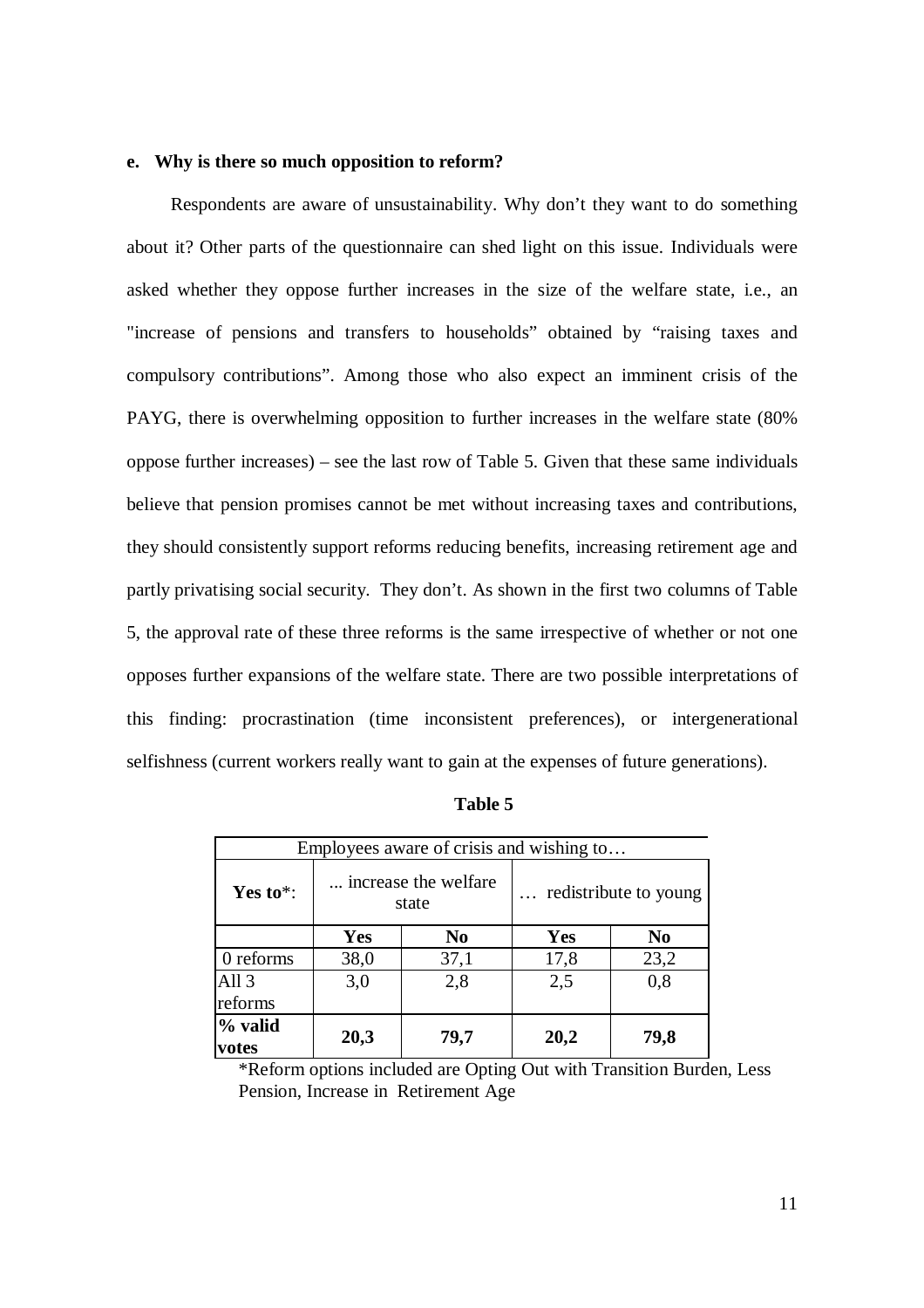**e. Why is there so much opposition to reform?**

Respondents are aware of unsustainability. Why don't they want to do something about it? Other parts of the questionnaire can shed light on this issue. Individuals were asked whether they oppose further increases in the size of the welfare state, i.e., an "increase of pensions and transfers to households" obtained by "raising taxes and compulsory contributions". Among those who also expect an imminent crisis of the PAYG, there is overwhelming opposition to further increases in the welfare state (80% oppose further increases) – see the last row of Table 5. Given that these same individuals believe that pension promises cannot be met without increasing taxes and contributions, they should consistently support reforms reducing benefits, increasing retirement age and partly privatising social security. They don't. As shown in the first two columns of Table 5, the approval rate of these three reforms is the same irrespective of whether or not one opposes further expansions of the welfare state. There are two possible interpretations of this finding: procrastination (time inconsistent preferences), or intergenerational selfishness (current workers really want to gain at the expenses of future generations).

**Table 5**

| Employees aware of crisis and wishing to… | | | | |
|---|---|---|---|---|
| **Yes to***: | ... increase the welfare state | | … redistribute to young | |
| | **Yes** | **No** | **Yes** | **No** |
| 0 reforms | 38,0 | 37,1 | 17,8 | 23,2 |
| All 3 reforms | 3,0 | 2,8 | 2,5 | 0,8 |
| **% valid votes** | **20,3** | **79,7** | **20,2** | **79,8** |

*Reform options included are Opting Out with Transition Burden, Less Pension, Increase in Retirement Age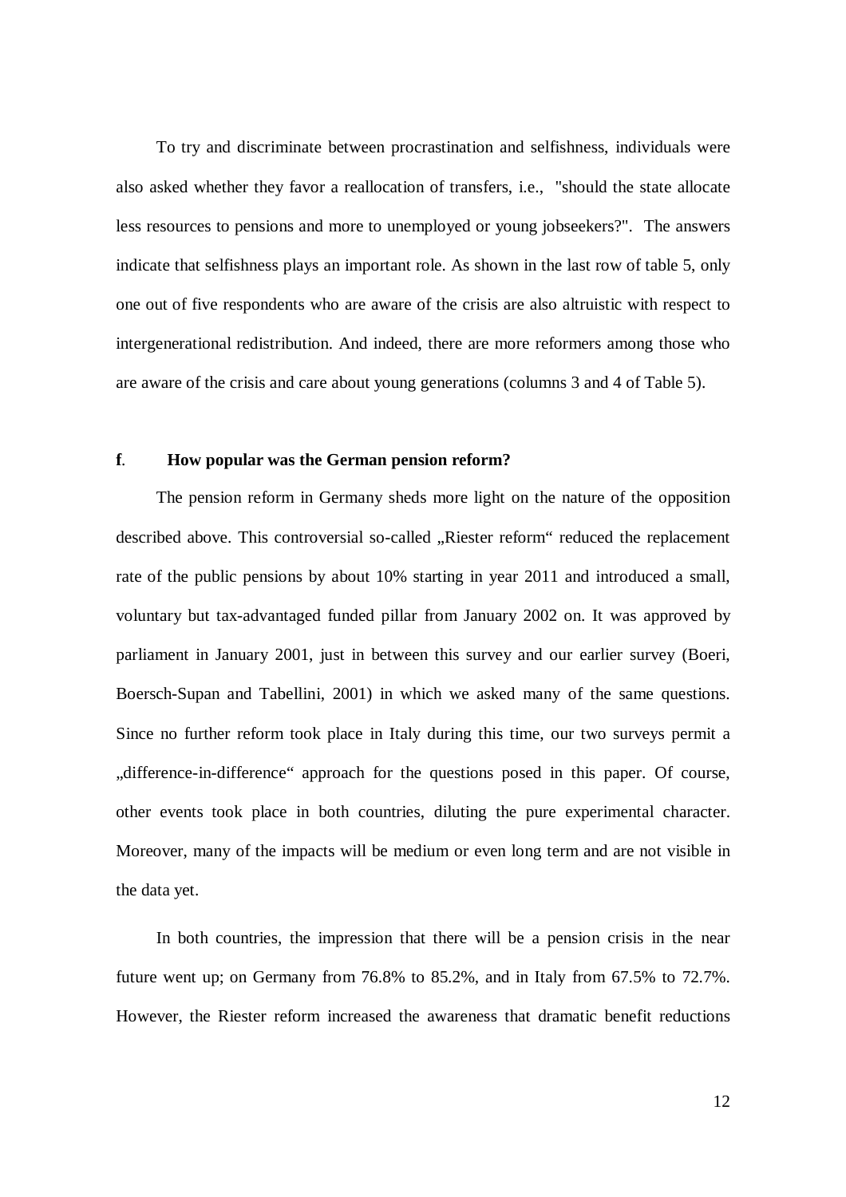To try and discriminate between procrastination and selfishness, individuals were also asked whether they favor a reallocation of transfers, i.e., "should the state allocate less resources to pensions and more to unemployed or young jobseekers?". The answers indicate that selfishness plays an important role. As shown in the last row of table 5, only one out of five respondents who are aware of the crisis are also altruistic with respect to intergenerational redistribution. And indeed, there are more reformers among those who are aware of the crisis and care about young generations (columns 3 and 4 of Table 5).

### **f**. **How popular was the German pension reform?**

The pension reform in Germany sheds more light on the nature of the opposition described above. This controversial so-called „Riester reform" reduced the replacement rate of the public pensions by about 10% starting in year 2011 and introduced a small, voluntary but tax-advantaged funded pillar from January 2002 on. It was approved by parliament in January 2001, just in between this survey and our earlier survey (Boeri, Boersch-Supan and Tabellini, 2001) in which we asked many of the same questions. Since no further reform took place in Italy during this time, our two surveys permit a „difference-in-difference" approach for the questions posed in this paper. Of course, other events took place in both countries, diluting the pure experimental character. Moreover, many of the impacts will be medium or even long term and are not visible in the data yet.

In both countries, the impression that there will be a pension crisis in the near future went up; on Germany from 76.8% to 85.2%, and in Italy from 67.5% to 72.7%. However, the Riester reform increased the awareness that dramatic benefit reductions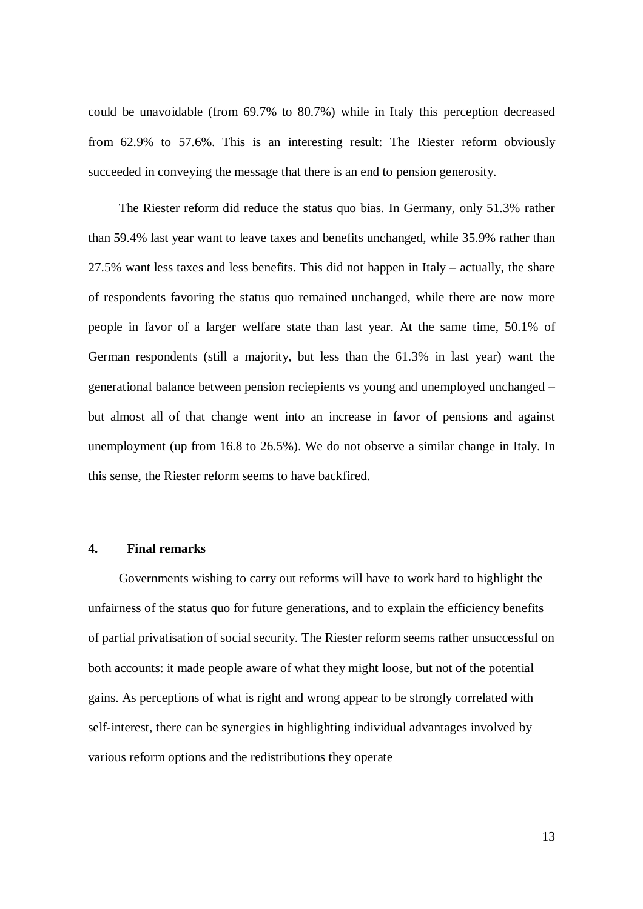could be unavoidable (from 69.7% to 80.7%) while in Italy this perception decreased from 62.9% to 57.6%. This is an interesting result: The Riester reform obviously succeeded in conveying the message that there is an end to pension generosity.

The Riester reform did reduce the status quo bias. In Germany, only 51.3% rather than 59.4% last year want to leave taxes and benefits unchanged, while 35.9% rather than 27.5% want less taxes and less benefits. This did not happen in Italy – actually, the share of respondents favoring the status quo remained unchanged, while there are now more people in favor of a larger welfare state than last year. At the same time, 50.1% of German respondents (still a majority, but less than the 61.3% in last year) want the generational balance between pension reciepients vs young and unemployed unchanged – but almost all of that change went into an increase in favor of pensions and against unemployment (up from 16.8 to 26.5%). We do not observe a similar change in Italy. In this sense, the Riester reform seems to have backfired.

## 4. Final remarks

Governments wishing to carry out reforms will have to work hard to highlight the unfairness of the status quo for future generations, and to explain the efficiency benefits of partial privatisation of social security. The Riester reform seems rather unsuccessful on both accounts: it made people aware of what they might loose, but not of the potential gains. As perceptions of what is right and wrong appear to be strongly correlated with self-interest, there can be synergies in highlighting individual advantages involved by various reform options and the redistributions they operate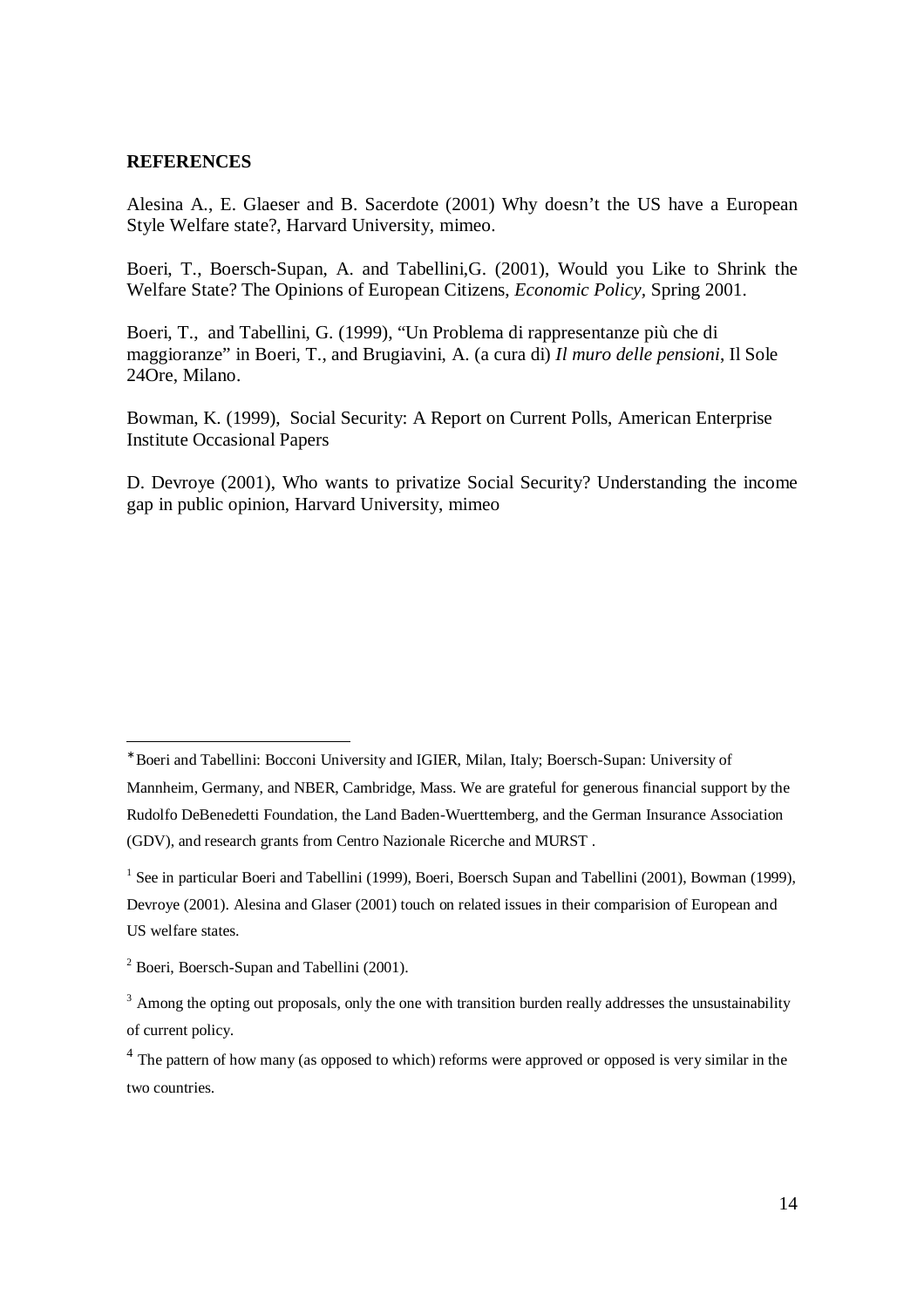**REFERENCES**

Alesina A., E. Glaeser and B. Sacerdote (2001) Why doesn't the US have a European Style Welfare state?, Harvard University, mimeo.

Boeri, T., Boersch-Supan, A. and Tabellini,G. (2001), Would you Like to Shrink the Welfare State? The Opinions of European Citizens, *Economic Policy*, Spring 2001.

Boeri, T., and Tabellini, G. (1999), "Un Problema di rappresentanze più che di maggioranze" in Boeri, T., and Brugiavini, A. (a cura di) *Il muro delle pensioni*, Il Sole 24Ore, Milano.

Bowman, K. (1999), Social Security: A Report on Current Polls, American Enterprise Institute Occasional Papers

D. Devroye (2001), Who wants to privatize Social Security? Understanding the income gap in public opinion, Harvard University, mimeo

---

* Boeri and Tabellini: Bocconi University and IGIER, Milan, Italy; Boersch-Supan: University of Mannheim, Germany, and NBER, Cambridge, Mass. We are grateful for generous financial support by the Rudolfo DeBenedetti Foundation, the Land Baden-Wuerttemberg, and the German Insurance Association (GDV), and research grants from Centro Nazionale Ricerche and MURST .

[1] See in particular Boeri and Tabellini (1999), Boeri, Boersch Supan and Tabellini (2001), Bowman (1999), Devroye (2001). Alesina and Glaser (2001) touch on related issues in their comparision of European and US welfare states.

[2] Boeri, Boersch-Supan and Tabellini (2001).

[3] Among the opting out proposals, only the one with transition burden really addresses the unsustainability of current policy.

[4] The pattern of how many (as opposed to which) reforms were approved or opposed is very similar in the two countries.